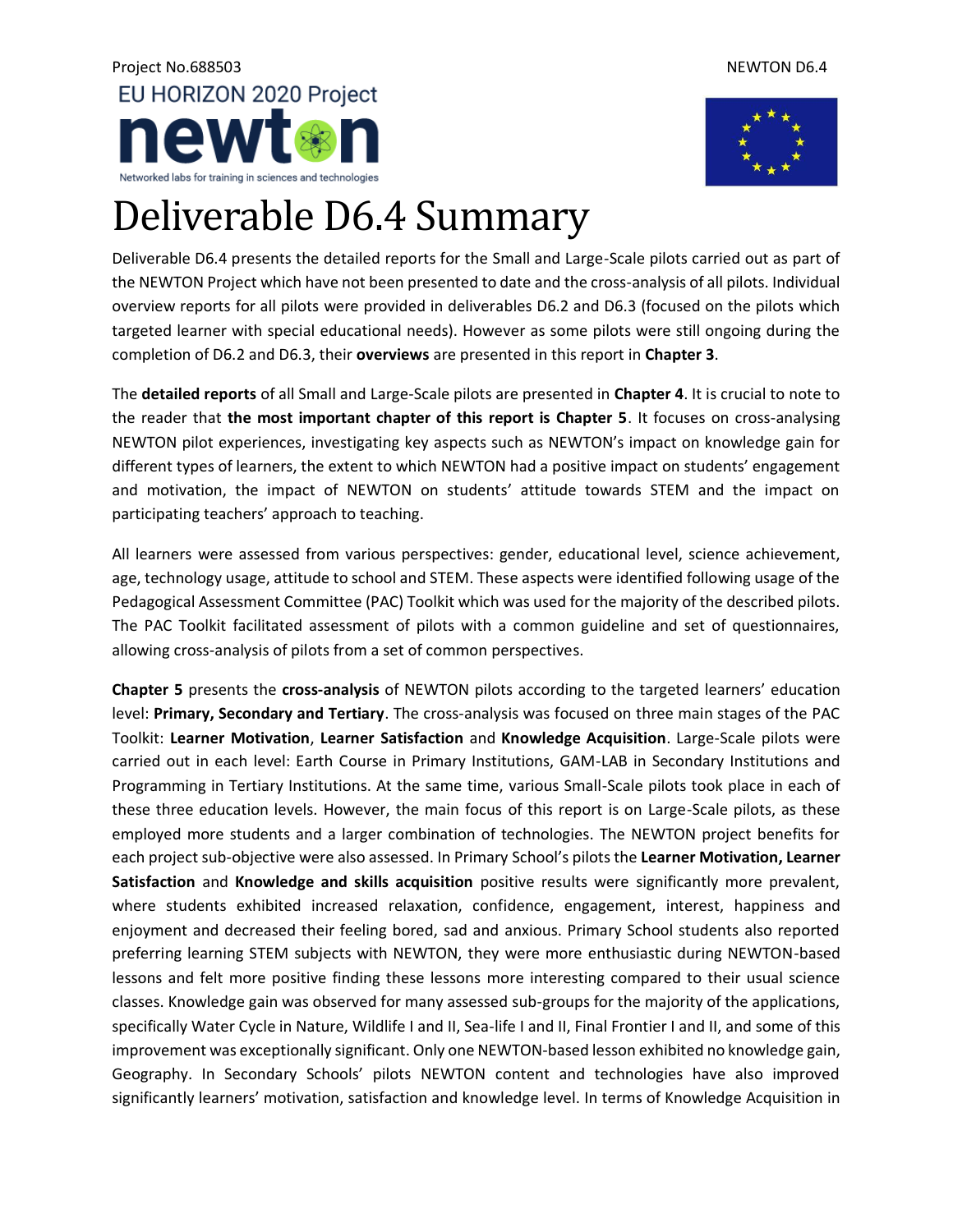Project No.688503 NEWTON D6.4

EU HORIZON 2020 Project

newton

Networked labs for training in sciences and technologies

# Deliverable D6.4 Summary

Deliverable D6.4 presents the detailed reports for the Small and Large-Scale pilots carried out as part of the NEWTON Project which have not been presented to date and the cross-analysis of all pilots. Individual overview reports for all pilots were provided in deliverables D6.2 and D6.3 (focused on the pilots which targeted learner with special educational needs). However as some pilots were still ongoing during the completion of D6.2 and D6.3, their **overviews** are presented in this report in **Chapter 3**.

The **detailed reports** of all Small and Large-Scale pilots are presented in **Chapter 4**. It is crucial to note to the reader that **the most important chapter of this report is Chapter 5**. It focuses on cross-analysing NEWTON pilot experiences, investigating key aspects such as NEWTON's impact on knowledge gain for different types of learners, the extent to which NEWTON had a positive impact on students' engagement and motivation, the impact of NEWTON on students' attitude towards STEM and the impact on participating teachers' approach to teaching.

All learners were assessed from various perspectives: gender, educational level, science achievement, age, technology usage, attitude to school and STEM. These aspects were identified following usage of the Pedagogical Assessment Committee (PAC) Toolkit which was used for the majority of the described pilots. The PAC Toolkit facilitated assessment of pilots with a common guideline and set of questionnaires, allowing cross-analysis of pilots from a set of common perspectives.

**Chapter 5** presents the **cross-analysis** of NEWTON pilots according to the targeted learners' education level: **Primary, Secondary and Tertiary**. The cross-analysis was focused on three main stages of the PAC Toolkit: **Learner Motivation**, **Learner Satisfaction** and **Knowledge Acquisition**. Large-Scale pilots were carried out in each level: Earth Course in Primary Institutions, GAM-LAB in Secondary Institutions and Programming in Tertiary Institutions. At the same time, various Small-Scale pilots took place in each of these three education levels. However, the main focus of this report is on Large-Scale pilots, as these employed more students and a larger combination of technologies. The NEWTON project benefits for each project sub-objective were also assessed. In Primary School's pilots the **Learner Motivation, Learner Satisfaction** and **Knowledge and skills acquisition** positive results were significantly more prevalent, where students exhibited increased relaxation, confidence, engagement, interest, happiness and enjoyment and decreased their feeling bored, sad and anxious. Primary School students also reported preferring learning STEM subjects with NEWTON, they were more enthusiastic during NEWTON-based lessons and felt more positive finding these lessons more interesting compared to their usual science classes. Knowledge gain was observed for many assessed sub-groups for the majority of the applications, specifically Water Cycle in Nature, Wildlife I and II, Sea-life I and II, Final Frontier I and II, and some of this improvement was exceptionally significant. Only one NEWTON-based lesson exhibited no knowledge gain, Geography. In Secondary Schools' pilots NEWTON content and technologies have also improved significantly learners' motivation, satisfaction and knowledge level. In terms of Knowledge Acquisition in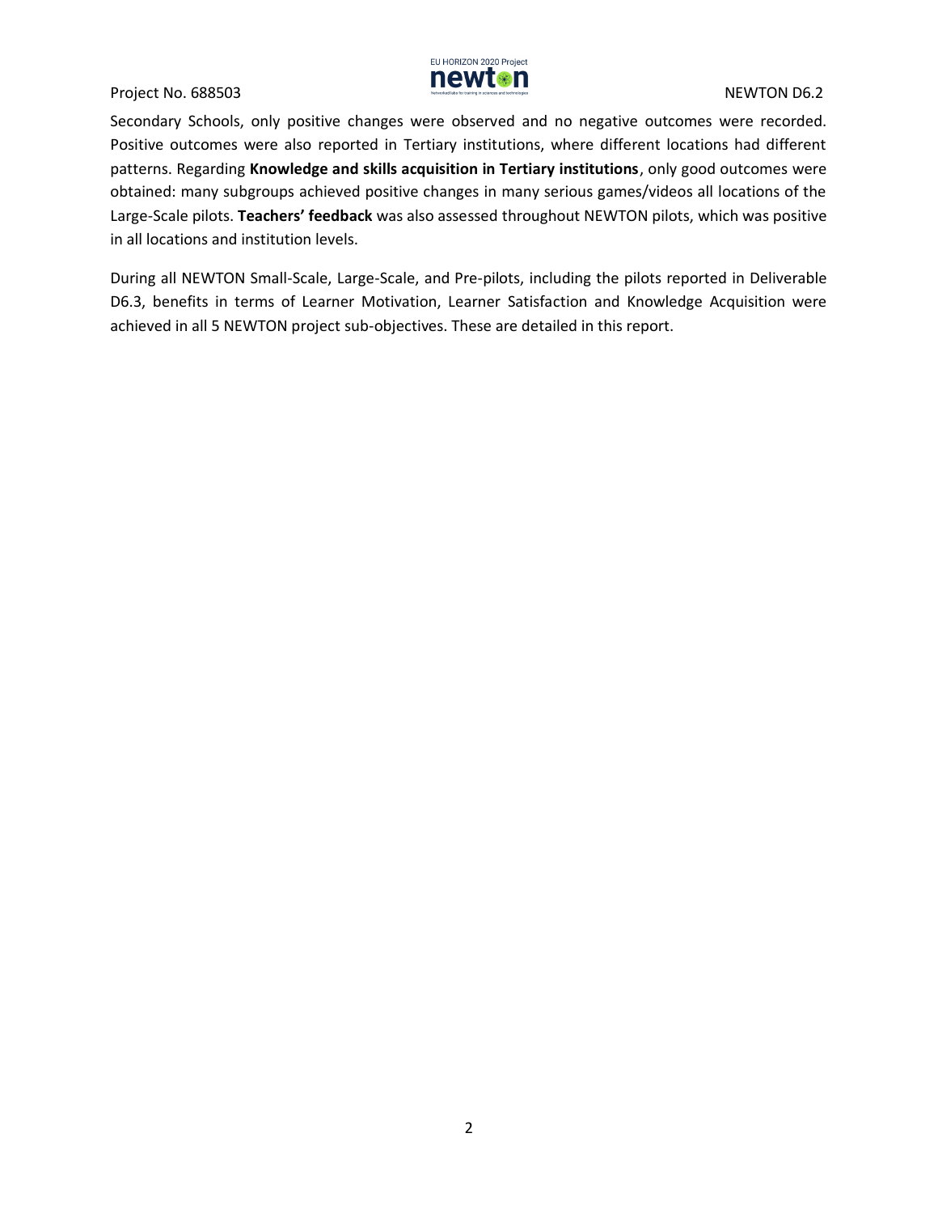Secondary Schools, only positive changes were observed and no negative outcomes were recorded. Positive outcomes were also reported in Tertiary institutions, where different locations had different patterns. Regarding **Knowledge and skills acquisition in Tertiary institutions**, only good outcomes were obtained: many subgroups achieved positive changes in many serious games/videos all locations of the Large-Scale pilots. **Teachers' feedback** was also assessed throughout NEWTON pilots, which was positive in all locations and institution levels.

During all NEWTON Small-Scale, Large-Scale, and Pre-pilots, including the pilots reported in Deliverable D6.3, benefits in terms of Learner Motivation, Learner Satisfaction and Knowledge Acquisition were achieved in all 5 NEWTON project sub-objectives. These are detailed in this report.